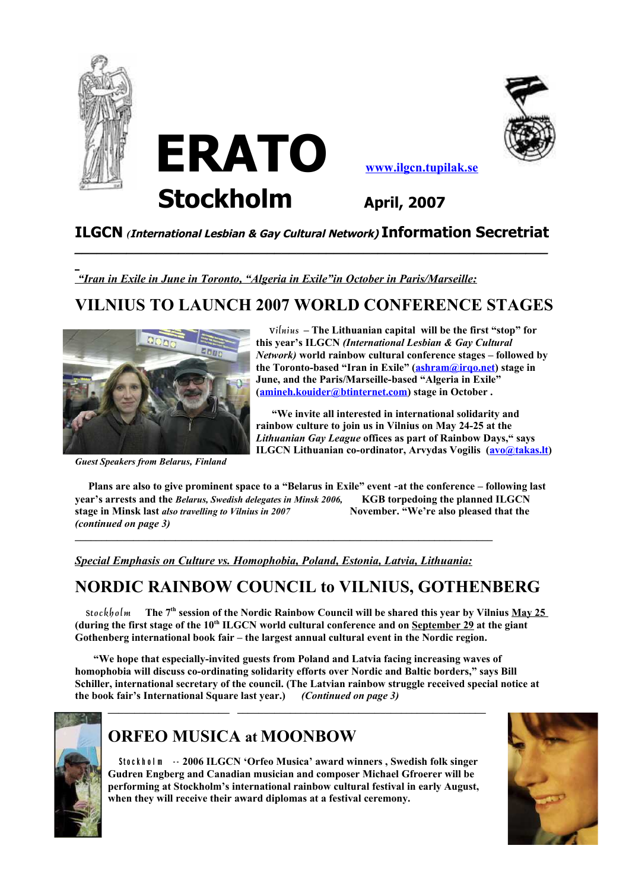# ERATO

## Stockholm

www.ilgcn.tupilak.se

**April, 2007**

**ILGCN** ***(International Lesbian & Gay Cultural Network)*** **Information Secretriat**

---

*"Iran in Exile in June in Toronto, "Algeria in Exile"in October in Paris/Marseille:*

## VILNIUS TO LAUNCH 2007 WORLD CONFERENCE STAGES

*Guest Speakers from Belarus, Finland*

Vilnius – **The Lithuanian capital will be the first "stop" for this year's ILGCN *(International Lesbian & Gay Cultural Network)* world rainbow cultural conference stages – followed by the Toronto-based "Iran in Exile" (ashram@irqo.net) stage in June, and the Paris/Marseille-based "Algeria in Exile" (amineh.kouider@btinternet.com) stage in October .**

**"We invite all interested in international solidarity and rainbow culture to join us in Vilnius on May 24-25 at the *Lithuanian Gay League* offices as part of Rainbow Days," says ILGCN Lithuanian co-ordinator, Arvydas Vogilis (avo@takas.lt)**

**Plans are also to give prominent space to a "Belarus in Exile" event -at the conference – following last year's arrests and the KGB torpedoing the planned ILGCN stage in Minsk last November. "We're also pleased that the** *(continued on page 3)*

*Belarus, Swedish delegates in Minsk 2006, also travelling to Vilnius in 2007*

---

*Special Emphasis on Culture vs. Homophobia, Poland, Estonia, Latvia, Lithuania:*

## NORDIC RAINBOW COUNCIL to VILNIUS, GOTHENBERG

Stockholm **The 7th session of the Nordic Rainbow Council will be shared this year by Vilnius May 25 (during the first stage of the 10th ILGCN world cultural conference and on September 29 at the giant Gothenberg international book fair – the largest annual cultural event in the Nordic region.**

**"We hope that especially-invited guests from Poland and Latvia facing increasing waves of homophobia will discuss co-ordinating solidarity efforts over Nordic and Baltic borders," says Bill Schiller, international secretary of the council. (The Latvian rainbow struggle received special notice at the book fair's International Square last year.)** *(Continued on page 3)*

---

## ORFEO MUSICA at MOONBOW

Stockholm -- **2006 ILGCN 'Orfeo Musica' award winners , Swedish folk singer Gudren Engberg and Canadian musician and composer Michael Gfroerer will be performing at Stockholm's international rainbow cultural festival in early August, when they will receive their award diplomas at a festival ceremony.**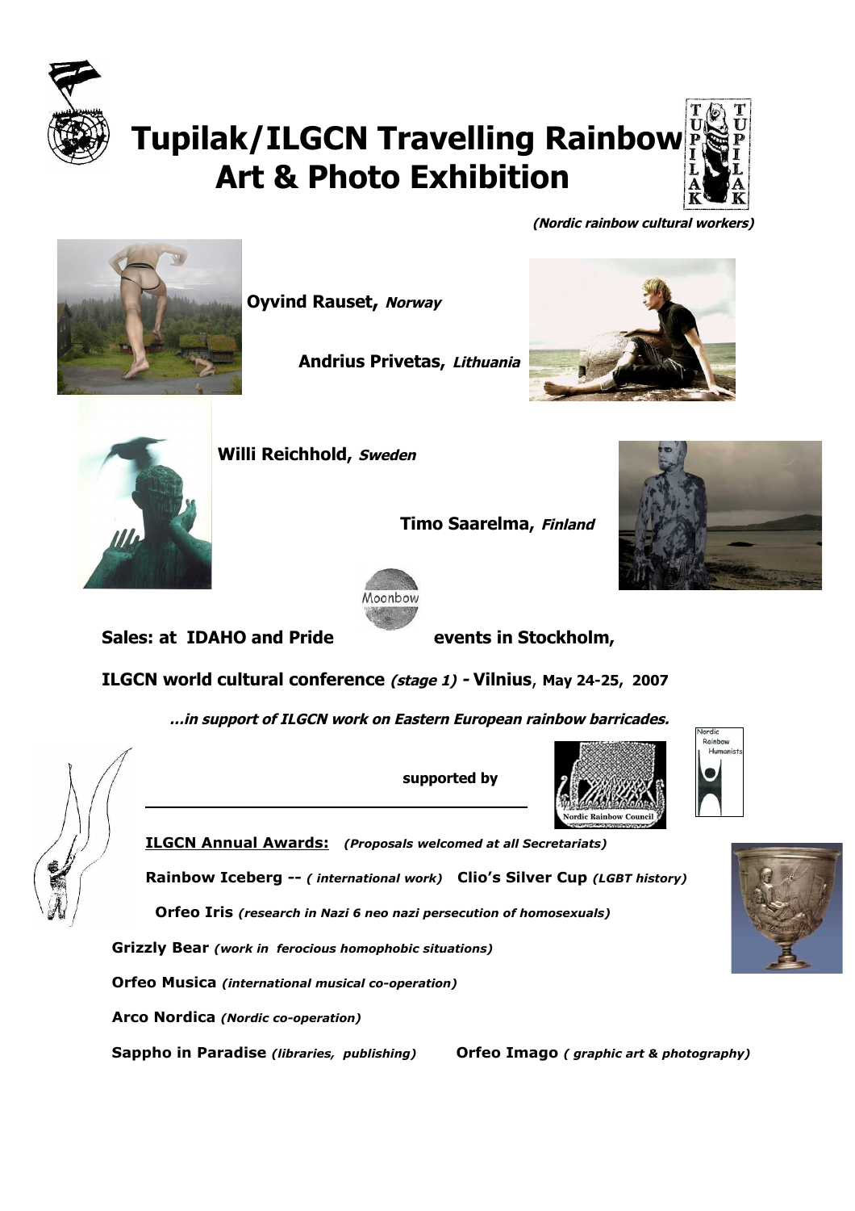# Tupilak/ILGCN Travelling Rainbow Art & Photo Exhibition

***(Nordic rainbow cultural workers)***

**Oyvind Rauset,** ***Norway***

**Andrius Privetas,** ***Lithuania***

**Willi Reichhold,** ***Sweden***

**Timo Saarelma,** ***Finland***

Moonbow

**Sales: at IDAHO and Pride events in Stockholm,**

**ILGCN world cultural conference** ***(stage 1)*** **- Vilnius, May 24-25, 2007**

***…in support of ILGCN work on Eastern European rainbow barricades.***

**supported by**

Nordic Rainbow Council

Nordic Rainbow Humanists

**ILGCN Annual Awards:** ***(Proposals welcomed at all Secretariats)***

**Rainbow Iceberg --** ***( international work)*** **Clio's Silver Cup** ***(LGBT history)***

**Orfeo Iris** ***(research in Nazi 6 neo nazi persecution of homosexuals)***

**Grizzly Bear** ***(work in ferocious homophobic situations)***

**Orfeo Musica** ***(international musical co-operation)***

**Arco Nordica** ***(Nordic co-operation)***

**Sappho in Paradise** ***(libraries, publishing)*** **Orfeo Imago** ***( graphic art & photography)***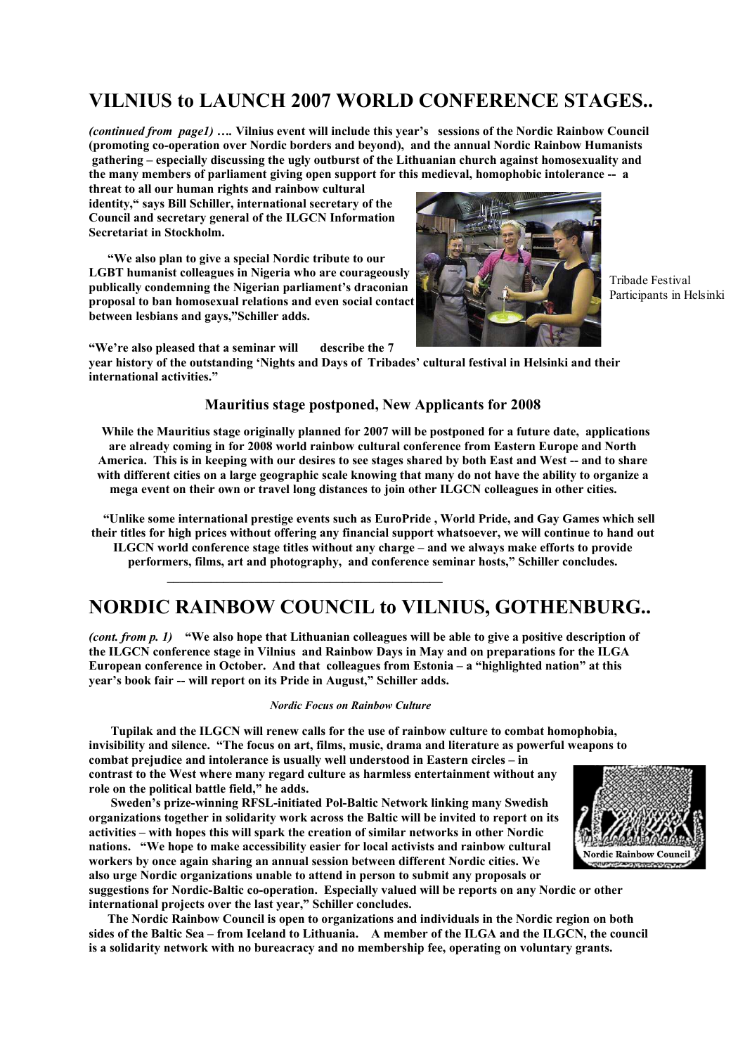## VILNIUS to LAUNCH 2007 WORLD CONFERENCE STAGES..

***(continued from page1)*** **…. Vilnius event will include this year's sessions of the Nordic Rainbow Council (promoting co-operation over Nordic borders and beyond), and the annual Nordic Rainbow Humanists gathering – especially discussing the ugly outburst of the Lithuanian church against homosexuality and the many members of parliament giving open support for this medieval, homophobic intolerance -- a threat to all our human rights and rainbow cultural identity," says Bill Schiller, international secretary of the Council and secretary general of the ILGCN Information Secretariat in Stockholm.**

**"We also plan to give a special Nordic tribute to our LGBT humanist colleagues in Nigeria who are courageously publically condemning the Nigerian parliament's draconian proposal to ban homosexual relations and even social contact between lesbians and gays,"Schiller adds.**

Tribade Festival Participants in Helsinki

**"We're also pleased that a seminar will describe the 7 year history of the outstanding 'Nights and Days of Tribades' cultural festival in Helsinki and their international activities."**

### Mauritius stage postponed, New Applicants for 2008

**While the Mauritius stage originally planned for 2007 will be postponed for a future date, applications are already coming in for 2008 world rainbow cultural conference from Eastern Europe and North America. This is in keeping with our desires to see stages shared by both East and West -- and to share with different cities on a large geographic scale knowing that many do not have the ability to organize a mega event on their own or travel long distances to join other ILGCN colleagues in other cities.**

**"Unlike some international prestige events such as EuroPride , World Pride, and Gay Games which sell their titles for high prices without offering any financial support whatsoever, we will continue to hand out ILGCN world conference stage titles without any charge – and we always make efforts to provide performers, films, art and photography, and conference seminar hosts," Schiller concludes.**

---

## NORDIC RAINBOW COUNCIL to VILNIUS, GOTHENBURG..

***(cont. from p. 1)*** **"We also hope that Lithuanian colleagues will be able to give a positive description of the ILGCN conference stage in Vilnius and Rainbow Days in May and on preparations for the ILGA European conference in October. And that colleagues from Estonia – a "highlighted nation" at this year's book fair -- will report on its Pride in August," Schiller adds.**

***Nordic Focus on Rainbow Culture***

**Tupilak and the ILGCN will renew calls for the use of rainbow culture to combat homophobia, invisibility and silence. "The focus on art, films, music, drama and literature as powerful weapons to combat prejudice and intolerance is usually well understood in Eastern circles – in contrast to the West where many regard culture as harmless entertainment without any role on the political battle field," he adds.**

**Sweden's prize-winning RFSL-initiated Pol-Baltic Network linking many Swedish organizations together in solidarity work across the Baltic will be invited to report on its activities – with hopes this will spark the creation of similar networks in other Nordic nations. "We hope to make accessibility easier for local activists and rainbow cultural workers by once again sharing an annual session between different Nordic cities. We also urge Nordic organizations unable to attend in person to submit any proposals or suggestions for Nordic-Baltic co-operation. Especially valued will be reports on any Nordic or other international projects over the last year," Schiller concludes.**

Nordic Rainbow Council

**The Nordic Rainbow Council is open to organizations and individuals in the Nordic region on both sides of the Baltic Sea – from Iceland to Lithuania. A member of the ILGA and the ILGCN, the council is a solidarity network with no bureacracy and no membership fee, operating on voluntary grants.**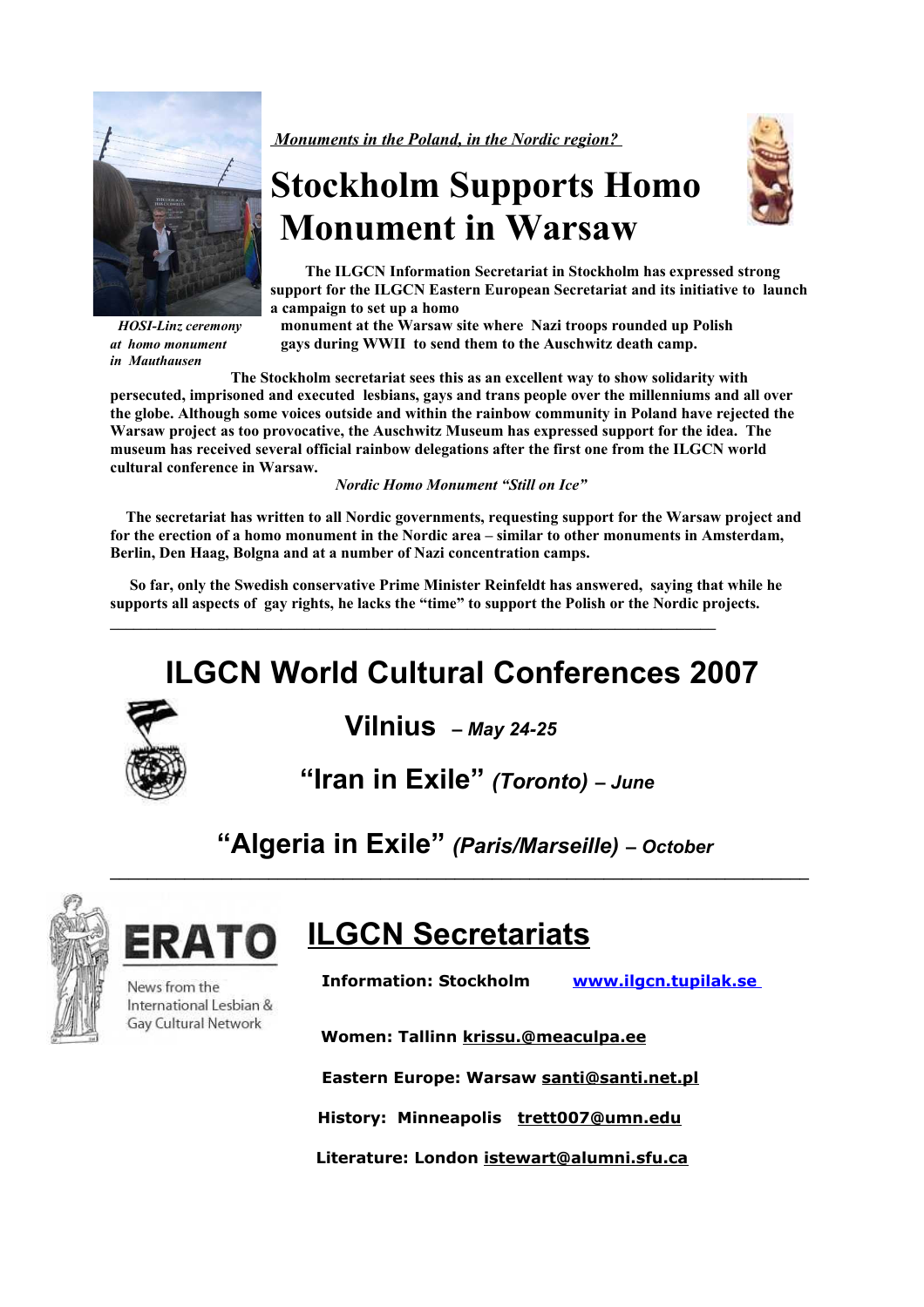*Monuments in the Poland, in the Nordic region?*

# Stockholm Supports Homo Monument in Warsaw

*HOSI-Linz ceremony at homo monument in Mauthausen*

**The ILGCN Information Secretariat in Stockholm has expressed strong support for the ILGCN Eastern European Secretariat and its initiative to launch a campaign to set up a homo monument at the Warsaw site where Nazi troops rounded up Polish gays during WWII to send them to the Auschwitz death camp.**

**The Stockholm secretariat sees this as an excellent way to show solidarity with persecuted, imprisoned and executed lesbians, gays and trans people over the millenniums and all over the globe. Although some voices outside and within the rainbow community in Poland have rejected the Warsaw project as too provocative, the Auschwitz Museum has expressed support for the idea. The museum has received several official rainbow delegations after the first one from the ILGCN world cultural conference in Warsaw.**

*Nordic Homo Monument "Still on Ice"*

**The secretariat has written to all Nordic governments, requesting support for the Warsaw project and for the erection of a homo monument in the Nordic area – similar to other monuments in Amsterdam, Berlin, Den Haag, Bolgna and at a number of Nazi concentration camps.**

**So far, only the Swedish conservative Prime Minister Reinfeldt has answered, saying that while he supports all aspects of gay rights, he lacks the "time" to support the Polish or the Nordic projects.**

---

# ILGCN World Cultural Conferences 2007

**Vilnius** *– May 24-25*

**"Iran in Exile"** *(Toronto) – June*

**"Algeria in Exile"** *(Paris/Marseille) – October*

---

**ERATO**

News from the International Lesbian & Gay Cultural Network

## ILGCN Secretariats

**Information: Stockholm** www.ilgcn.tupilak.se

**Women: Tallinn** krissu.@meaculpa.ee

**Eastern Europe: Warsaw** santi@santi.net.pl

**History: Minneapolis** trett007@umn.edu

**Literature: London** istewart@alumni.sfu.ca